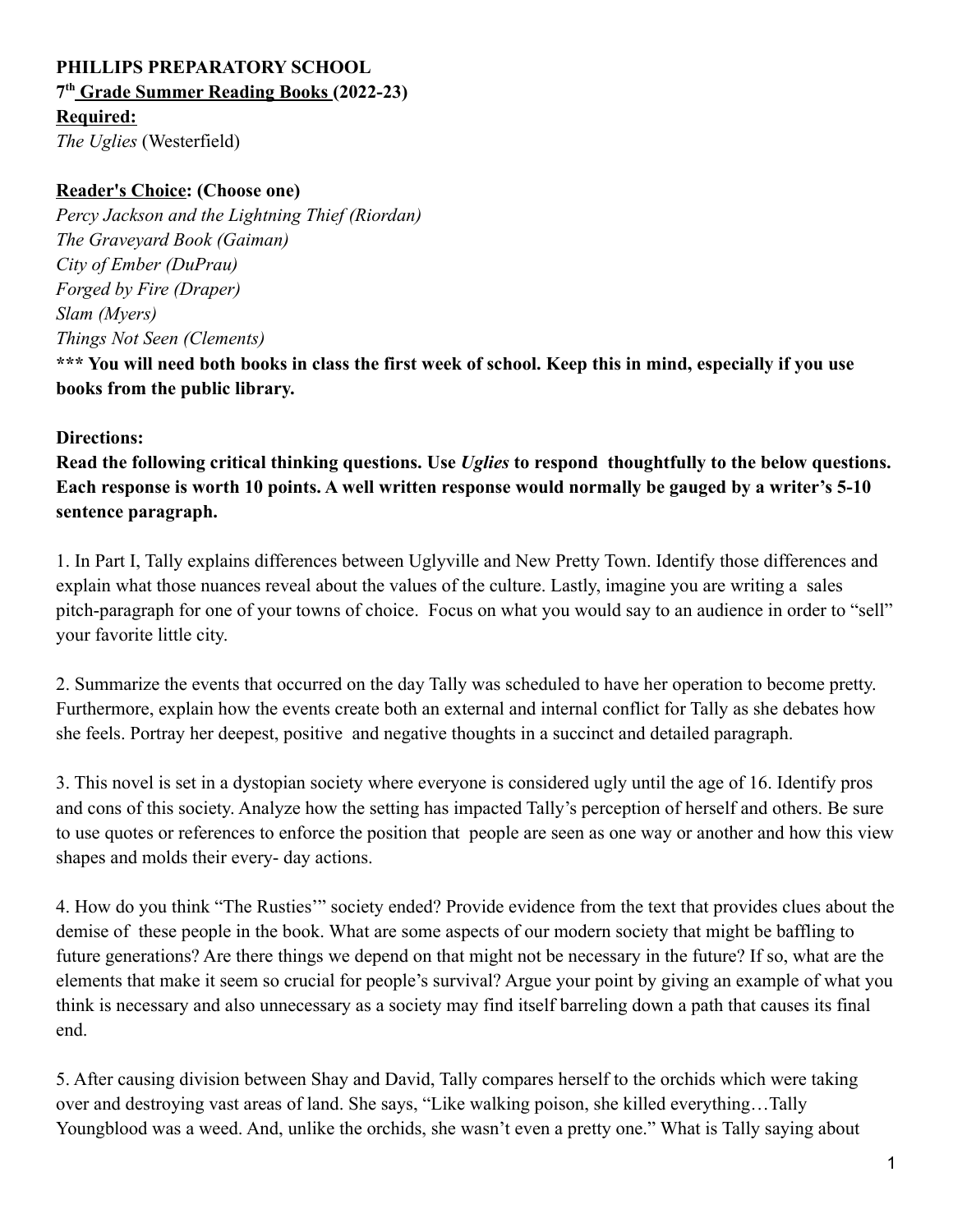**PHILLIPS PREPARATORY SCHOOL**

**7th Grade Summer Reading Books (2022-23)**

**Required:**

*The Uglies* (Westerfield)

**Reader's Choice: (Choose one)**

*Percy Jackson and the Lightning Thief (Riordan)*
*The Graveyard Book (Gaiman)*
*City of Ember (DuPrau)*
*Forged by Fire (Draper)*
*Slam (Myers)*
*Things Not Seen (Clements)*

**\*\*\* You will need both books in class the first week of school. Keep this in mind, especially if you use books from the public library.**

**Directions:**

**Read the following critical thinking questions. Use *Uglies* to respond thoughtfully to the below questions. Each response is worth 10 points. A well written response would normally be gauged by a writer's 5-10 sentence paragraph.**

1. In Part I, Tally explains differences between Uglyville and New Pretty Town. Identify those differences and explain what those nuances reveal about the values of the culture. Lastly, imagine you are writing a sales pitch-paragraph for one of your towns of choice. Focus on what you would say to an audience in order to "sell" your favorite little city.

2. Summarize the events that occurred on the day Tally was scheduled to have her operation to become pretty. Furthermore, explain how the events create both an external and internal conflict for Tally as she debates how she feels. Portray her deepest, positive and negative thoughts in a succinct and detailed paragraph.

3. This novel is set in a dystopian society where everyone is considered ugly until the age of 16. Identify pros and cons of this society. Analyze how the setting has impacted Tally's perception of herself and others. Be sure to use quotes or references to enforce the position that people are seen as one way or another and how this view shapes and molds their every- day actions.

4. How do you think "The Rusties'" society ended? Provide evidence from the text that provides clues about the demise of these people in the book. What are some aspects of our modern society that might be baffling to future generations? Are there things we depend on that might not be necessary in the future? If so, what are the elements that make it seem so crucial for people's survival? Argue your point by giving an example of what you think is necessary and also unnecessary as a society may find itself barreling down a path that causes its final end.

5. After causing division between Shay and David, Tally compares herself to the orchids which were taking over and destroying vast areas of land. She says, "Like walking poison, she killed everything…Tally Youngblood was a weed. And, unlike the orchids, she wasn't even a pretty one." What is Tally saying about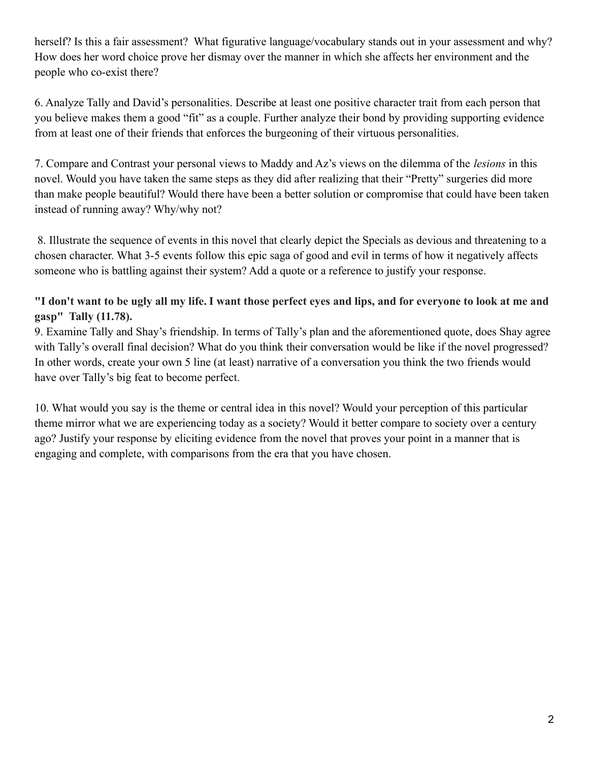herself? Is this a fair assessment? What figurative language/vocabulary stands out in your assessment and why? How does her word choice prove her dismay over the manner in which she affects her environment and the people who co-exist there?

6. Analyze Tally and David's personalities. Describe at least one positive character trait from each person that you believe makes them a good "fit" as a couple. Further analyze their bond by providing supporting evidence from at least one of their friends that enforces the burgeoning of their virtuous personalities.

7. Compare and Contrast your personal views to Maddy and Az's views on the dilemma of the *lesions* in this novel. Would you have taken the same steps as they did after realizing that their "Pretty" surgeries did more than make people beautiful? Would there have been a better solution or compromise that could have been taken instead of running away? Why/why not?

8. Illustrate the sequence of events in this novel that clearly depict the Specials as devious and threatening to a chosen character. What 3-5 events follow this epic saga of good and evil in terms of how it negatively affects someone who is battling against their system? Add a quote or a reference to justify your response.

**"I don't want to be ugly all my life. I want those perfect eyes and lips, and for everyone to look at me and gasp" Tally (11.78).**

9. Examine Tally and Shay's friendship. In terms of Tally's plan and the aforementioned quote, does Shay agree with Tally's overall final decision? What do you think their conversation would be like if the novel progressed? In other words, create your own 5 line (at least) narrative of a conversation you think the two friends would have over Tally's big feat to become perfect.

10. What would you say is the theme or central idea in this novel? Would your perception of this particular theme mirror what we are experiencing today as a society? Would it better compare to society over a century ago? Justify your response by eliciting evidence from the novel that proves your point in a manner that is engaging and complete, with comparisons from the era that you have chosen.